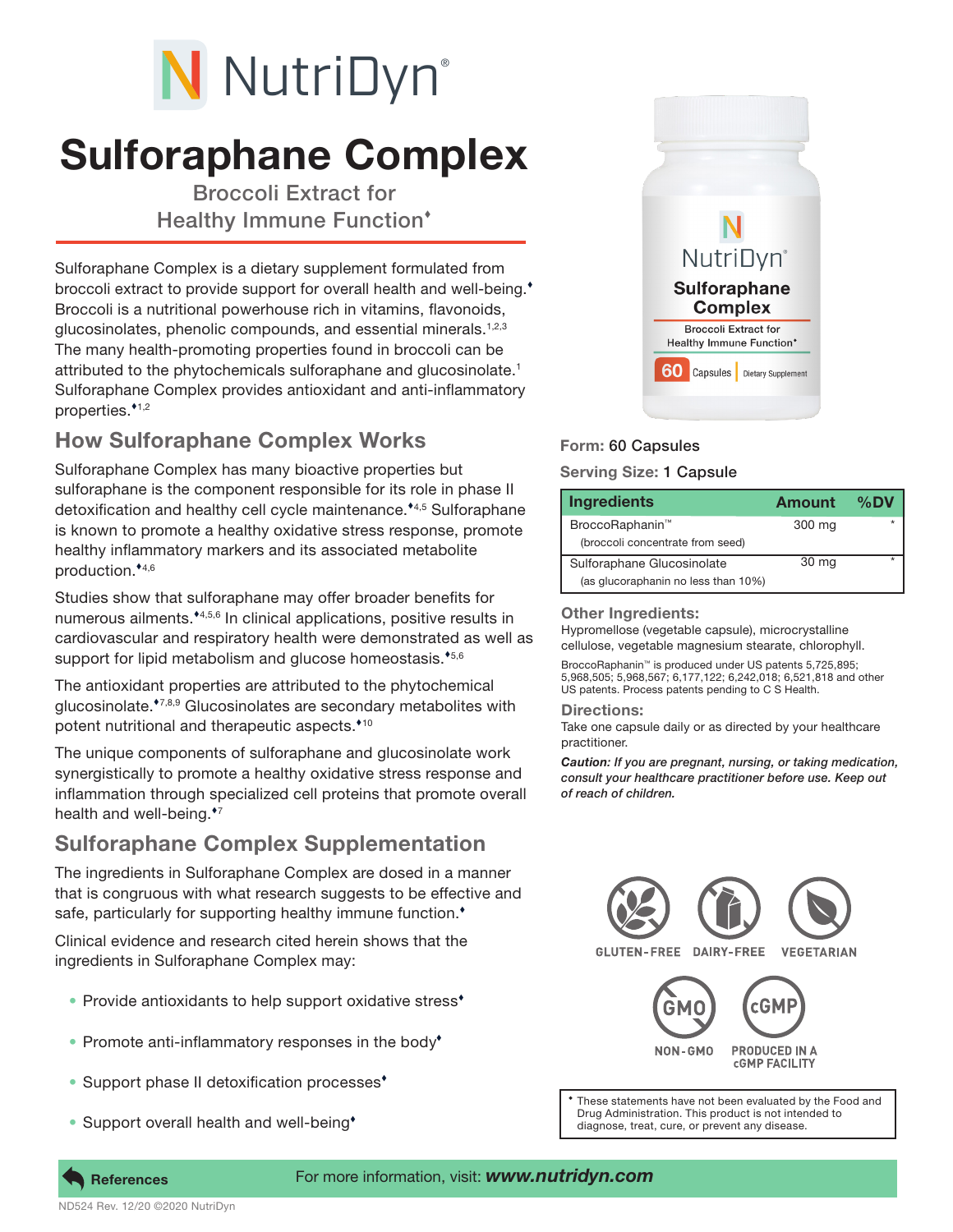# NutriDyn®

# Sulforaphane Complex

Broccoli Extract for Healthy Immune Function♦

Sulforaphane Complex is a dietary supplement formulated from broccoli extract to provide support for overall health and well-being.♦ Broccoli is a nutritional powerhouse rich in vitamins, flavonoids, glucosinolates, phenolic compounds, and essential minerals.[1,2,3] The many health-promoting properties found in broccoli can be attributed to the phytochemicals sulforaphane and glucosinolate.[1] Sulforaphane Complex provides antioxidant and anti-inflammatory properties.♦[1,2]

## How Sulforaphane Complex Works

Sulforaphane Complex has many bioactive properties but sulforaphane is the component responsible for its role in phase II detoxification and healthy cell cycle maintenance.♦[4,5] Sulforaphane is known to promote a healthy oxidative stress response, promote healthy inflammatory markers and its associated metabolite production.♦[4,6]

Studies show that sulforaphane may offer broader benefits for numerous ailments.♦[4,5,6] In clinical applications, positive results in cardiovascular and respiratory health were demonstrated as well as support for lipid metabolism and glucose homeostasis.♦[5,6]

The antioxidant properties are attributed to the phytochemical glucosinolate.♦[7,8,9] Glucosinolates are secondary metabolites with potent nutritional and therapeutic aspects.♦[10]

The unique components of sulforaphane and glucosinolate work synergistically to promote a healthy oxidative stress response and inflammation through specialized cell proteins that promote overall health and well-being.♦[7]

## Sulforaphane Complex Supplementation

The ingredients in Sulforaphane Complex are dosed in a manner that is congruous with what research suggests to be effective and safe, particularly for supporting healthy immune function.♦

Clinical evidence and research cited herein shows that the ingredients in Sulforaphane Complex may:

- Provide antioxidants to help support oxidative stress♦
- Promote anti-inflammatory responses in the body♦
- Support phase II detoxification processes♦
- Support overall health and well-being♦

**Form:** 60 Capsules

**Serving Size:** 1 Capsule

| Ingredients | Amount | %DV |
|---|---|---|
| BroccoRaphanin™ (broccoli concentrate from seed) | 300 mg | * |
| Sulforaphane Glucosinolate (as glucoraphanin no less than 10%) | 30 mg | * |

### Other Ingredients:

Hypromellose (vegetable capsule), microcrystalline cellulose, vegetable magnesium stearate, chlorophyll.

BroccoRaphanin™ is produced under US patents 5,725,895; 5,968,505; 5,968,567; 6,177,122; 6,242,018; 6,521,818 and other US patents. Process patents pending to C S Health.

### Directions:

Take one capsule daily or as directed by your healthcare practitioner.

***Caution:** If you are pregnant, nursing, or taking medication, consult your healthcare practitioner before use. Keep out of reach of children.*

GLUTEN-FREE | DAIRY-FREE | VEGETARIAN | NON-GMO | PRODUCED IN A cGMP FACILITY

♦ These statements have not been evaluated by the Food and Drug Administration. This product is not intended to diagnose, treat, cure, or prevent any disease.

**References**

For more information, visit: ***www.nutridyn.com***

ND524 Rev. 12/20 ©2020 NutriDyn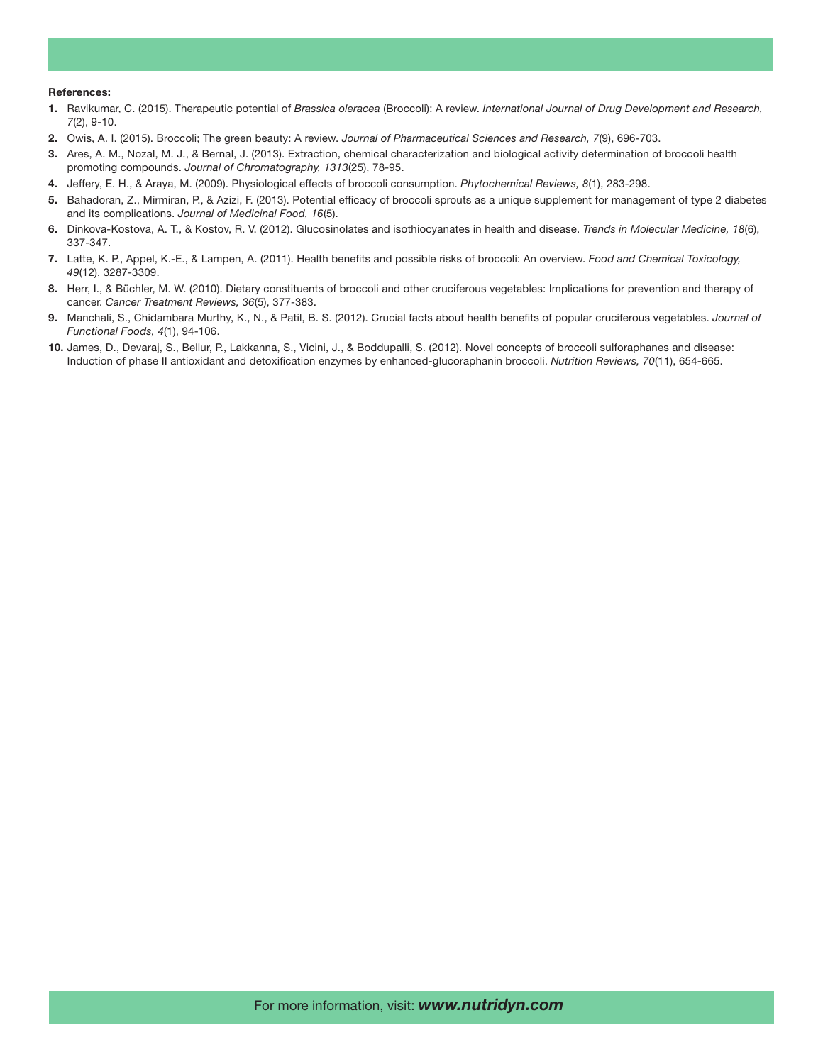**References:**

1. Ravikumar, C. (2015). Therapeutic potential of *Brassica oleracea* (Broccoli): A review. *International Journal of Drug Development and Research, 7*(2), 9-10.
2. Owis, A. I. (2015). Broccoli; The green beauty: A review. *Journal of Pharmaceutical Sciences and Research, 7*(9), 696-703.
3. Ares, A. M., Nozal, M. J., & Bernal, J. (2013). Extraction, chemical characterization and biological activity determination of broccoli health promoting compounds. *Journal of Chromatography, 1313*(25), 78-95.
4. Jeffery, E. H., & Araya, M. (2009). Physiological effects of broccoli consumption. *Phytochemical Reviews, 8*(1), 283-298.
5. Bahadoran, Z., Mirmiran, P., & Azizi, F. (2013). Potential efficacy of broccoli sprouts as a unique supplement for management of type 2 diabetes and its complications. *Journal of Medicinal Food, 16*(5).
6. Dinkova-Kostova, A. T., & Kostov, R. V. (2012). Glucosinolates and isothiocyanates in health and disease. *Trends in Molecular Medicine, 18*(6), 337-347.
7. Latte, K. P., Appel, K.-E., & Lampen, A. (2011). Health benefits and possible risks of broccoli: An overview. *Food and Chemical Toxicology, 49*(12), 3287-3309.
8. Herr, I., & Büchler, M. W. (2010). Dietary constituents of broccoli and other cruciferous vegetables: Implications for prevention and therapy of cancer. *Cancer Treatment Reviews, 36*(5), 377-383.
9. Manchali, S., Chidambara Murthy, K., N., & Patil, B. S. (2012). Crucial facts about health benefits of popular cruciferous vegetables. *Journal of Functional Foods, 4*(1), 94-106.
10. James, D., Devaraj, S., Bellur, P., Lakkanna, S., Vicini, J., & Boddupalli, S. (2012). Novel concepts of broccoli sulforaphanes and disease: Induction of phase II antioxidant and detoxification enzymes by enhanced-glucoraphanin broccoli. *Nutrition Reviews, 70*(11), 654-665.

For more information, visit: ***www.nutridyn.com***